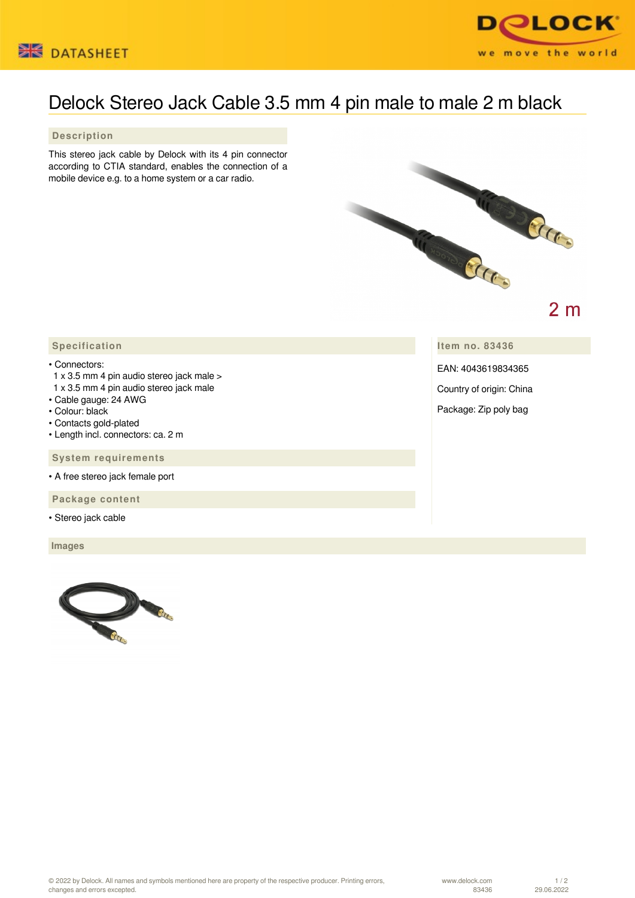DATASHEET

# Delock Stereo Jack Cable 3.5 mm 4 pin male to male 2 m black

## Description

This stereo jack cable by Delock with its 4 pin connector according to CTIA standard, enables the connection of a mobile device e.g. to a home system or a car radio.

2 m

## Specification

- Connectors:
  1 x 3.5 mm 4 pin audio stereo jack male >
  1 x 3.5 mm 4 pin audio stereo jack male
- Cable gauge: 24 AWG
- Colour: black
- Contacts gold-plated
- Length incl. connectors: ca. 2 m

## System requirements

- A free stereo jack female port

## Package content

- Stereo jack cable

## Item no. 83436

EAN: 4043619834365

Country of origin: China

Package: Zip poly bag

## Images

© 2022 by Delock. All names and symbols mentioned here are property of the respective producer. Printing errors, changes and errors excepted.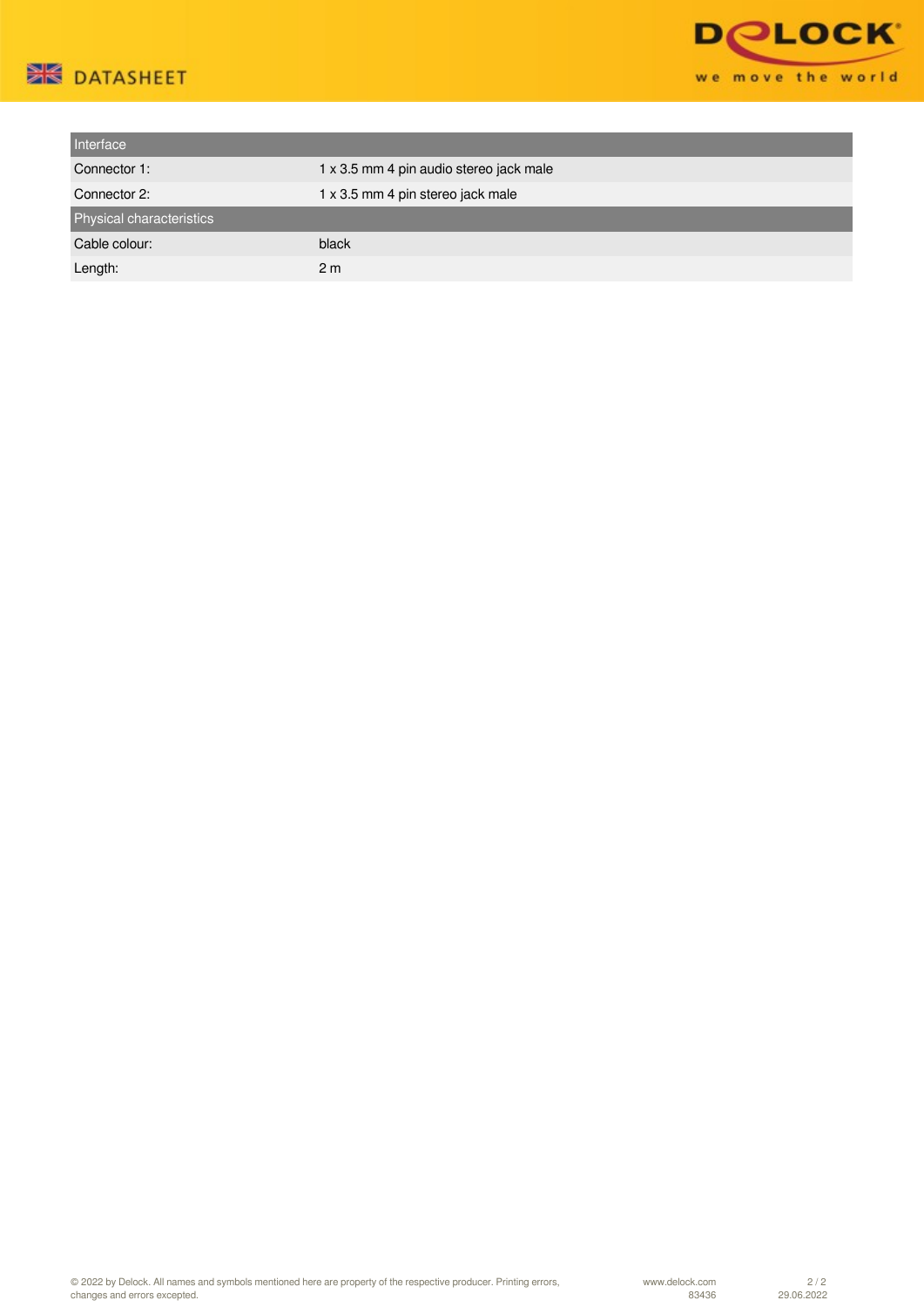| | |
|---|---|
| **Interface** | |
| Connector 1: | 1 x 3.5 mm 4 pin audio stereo jack male |
| Connector 2: | 1 x 3.5 mm 4 pin stereo jack male |
| **Physical characteristics** | |
| Cable colour: | black |
| Length: | 2 m |

© 2022 by Delock. All names and symbols mentioned here are property of the respective producer. Printing errors, changes and errors excepted.

www.delock.com
83436

29.06.2022